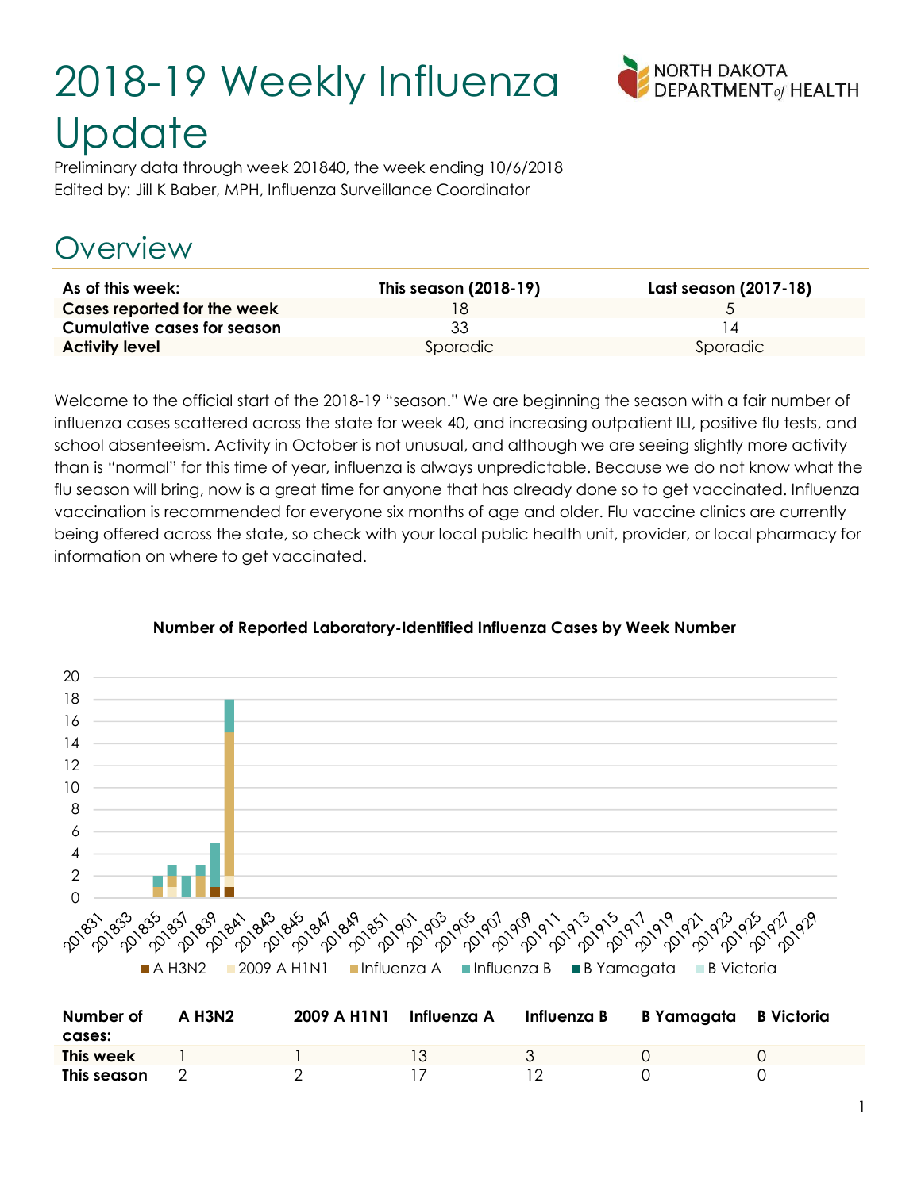# 2018-19 Weekly Influenza Update

Preliminary data through week 201840, the week ending 10/6/2018
Edited by: Jill K Baber, MPH, Influenza Surveillance Coordinator

## Overview

| As of this week: | This season (2018-19) | Last season (2017-18) |
|---|---|---|
| **Cases reported for the week** | 18 | 5 |
| **Cumulative cases for season** | 33 | 14 |
| **Activity level** | Sporadic | Sporadic |

Welcome to the official start of the 2018-19 "season." We are beginning the season with a fair number of influenza cases scattered across the state for week 40, and increasing outpatient ILI, positive flu tests, and school absenteeism. Activity in October is not unusual, and although we are seeing slightly more activity than is "normal" for this time of year, influenza is always unpredictable. Because we do not know what the flu season will bring, now is a great time for anyone that has already done so to get vaccinated. Influenza vaccination is recommended for everyone six months of age and older. Flu vaccine clinics are currently being offered across the state, so check with your local public health unit, provider, or local pharmacy for information on where to get vaccinated.

**Number of Reported Laboratory-Identified Influenza Cases by Week Number**

| Number of cases: | A H3N2 | 2009 A H1N1 | Influenza A | Influenza B | B Yamagata | B Victoria |
|---|---|---|---|---|---|---|
| **This week** | 1 | 1 | 13 | 3 | 0 | 0 |
| **This season** | 2 | 2 | 17 | 12 | 0 | 0 |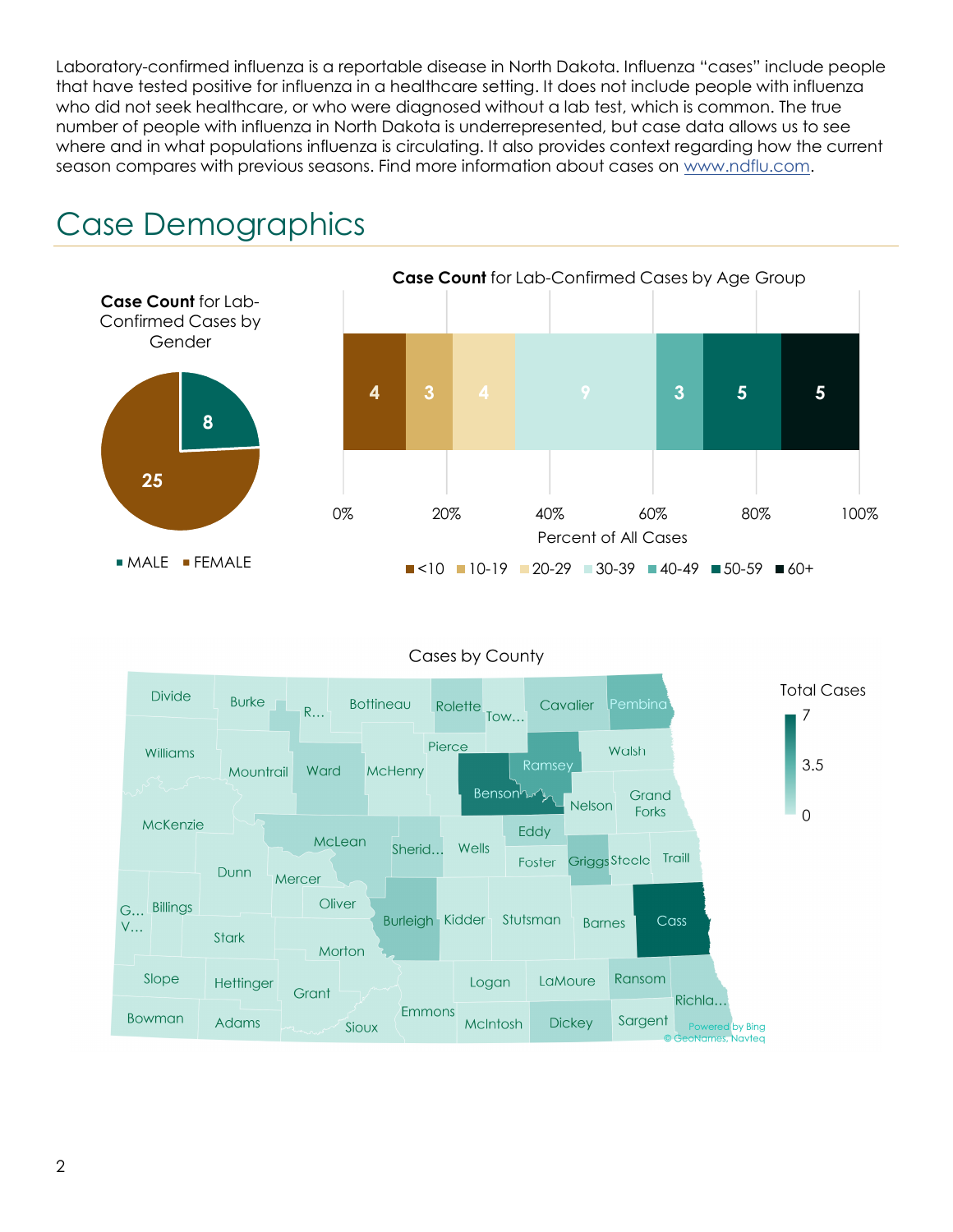Laboratory-confirmed influenza is a reportable disease in North Dakota. Influenza "cases" include people that have tested positive for influenza in a healthcare setting. It does not include people with influenza who did not seek healthcare, or who were diagnosed without a lab test, which is common. The true number of people with influenza in North Dakota is underrepresented, but case data allows us to see where and in what populations influenza is circulating. It also provides context regarding how the current season compares with previous seasons. Find more information about cases on www.ndflu.com.

# Case Demographics

**Case Count** for Lab-Confirmed Cases by Gender

| Gender | Cases |
|---|---|
| MALE | 8 |
| FEMALE | 25 |

**Case Count** for Lab-Confirmed Cases by Age Group

| Age Group | Cases |
|---|---|
| <10 | 4 |
| 10-19 | 3 |
| 20-29 | 4 |
| 30-39 | 9 |
| 40-49 | 3 |
| 50-59 | 5 |
| 60+ | 5 |

Percent of All Cases

Cases by County

Total Cases: 0 – 3.5 – 7

Powered by Bing
© GeoNames, Navteq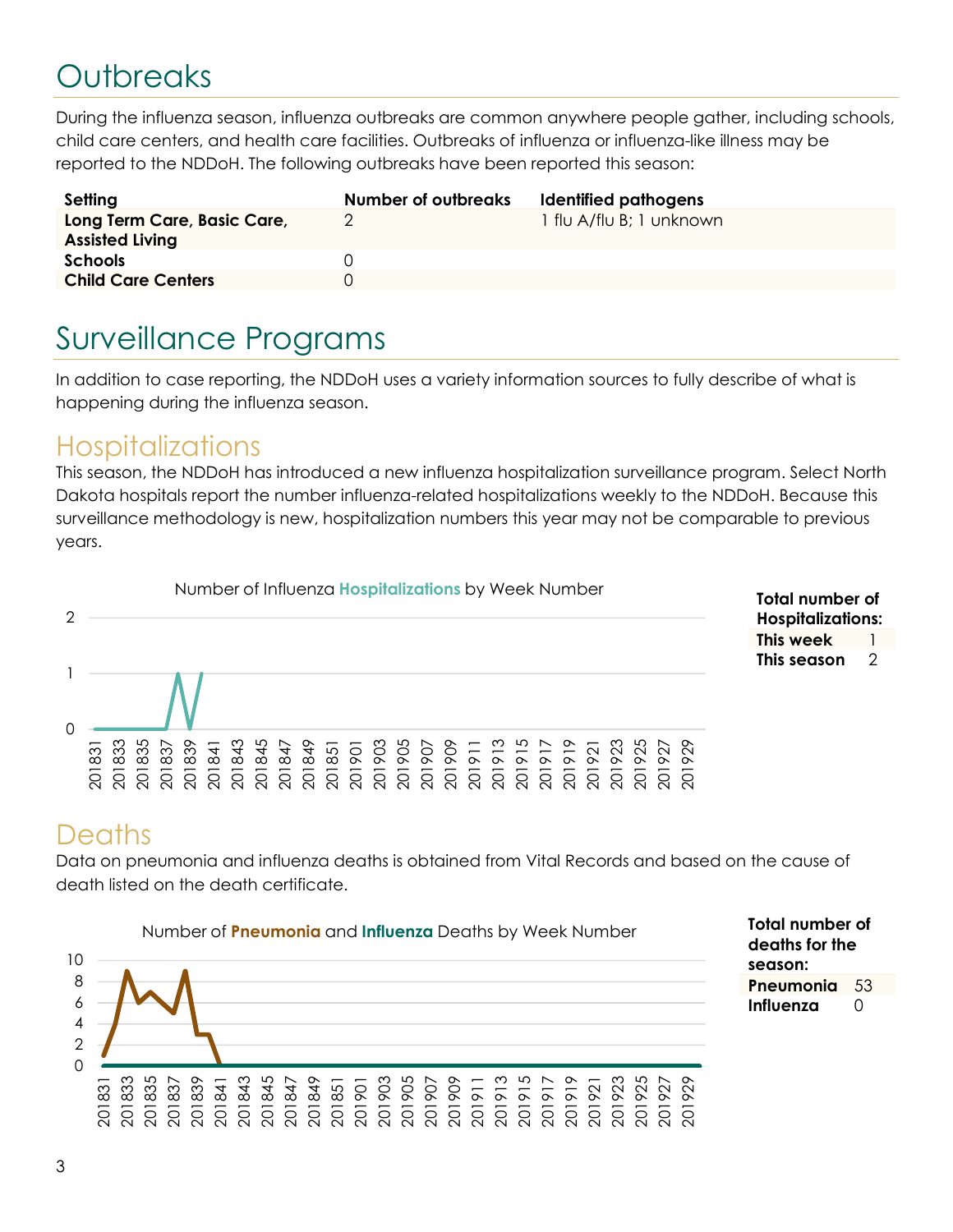# Outbreaks

During the influenza season, influenza outbreaks are common anywhere people gather, including schools, child care centers, and health care facilities. Outbreaks of influenza or influenza-like illness may be reported to the NDDoH. The following outbreaks have been reported this season:

| Setting | Number of outbreaks | Identified pathogens |
|---|---|---|
| **Long Term Care, Basic Care, Assisted Living** | 2 | 1 flu A/flu B; 1 unknown |
| **Schools** | 0 | |
| **Child Care Centers** | 0 | |

# Surveillance Programs

In addition to case reporting, the NDDoH uses a variety information sources to fully describe of what is happening during the influenza season.

## Hospitalizations

This season, the NDDoH has introduced a new influenza hospitalization surveillance program. Select North Dakota hospitals report the number influenza-related hospitalizations weekly to the NDDoH. Because this surveillance methodology is new, hospitalization numbers this year may not be comparable to previous years.

Number of Influenza **Hospitalizations** by Week Number

| Total number of Hospitalizations: | |
|---|---|
| **This week** | 1 |
| **This season** | 2 |

## Deaths

Data on pneumonia and influenza deaths is obtained from Vital Records and based on the cause of death listed on the death certificate.

Number of **Pneumonia** and **Influenza** Deaths by Week Number

| Total number of deaths for the season: | |
|---|---|
| **Pneumonia** | 53 |
| **Influenza** | 0 |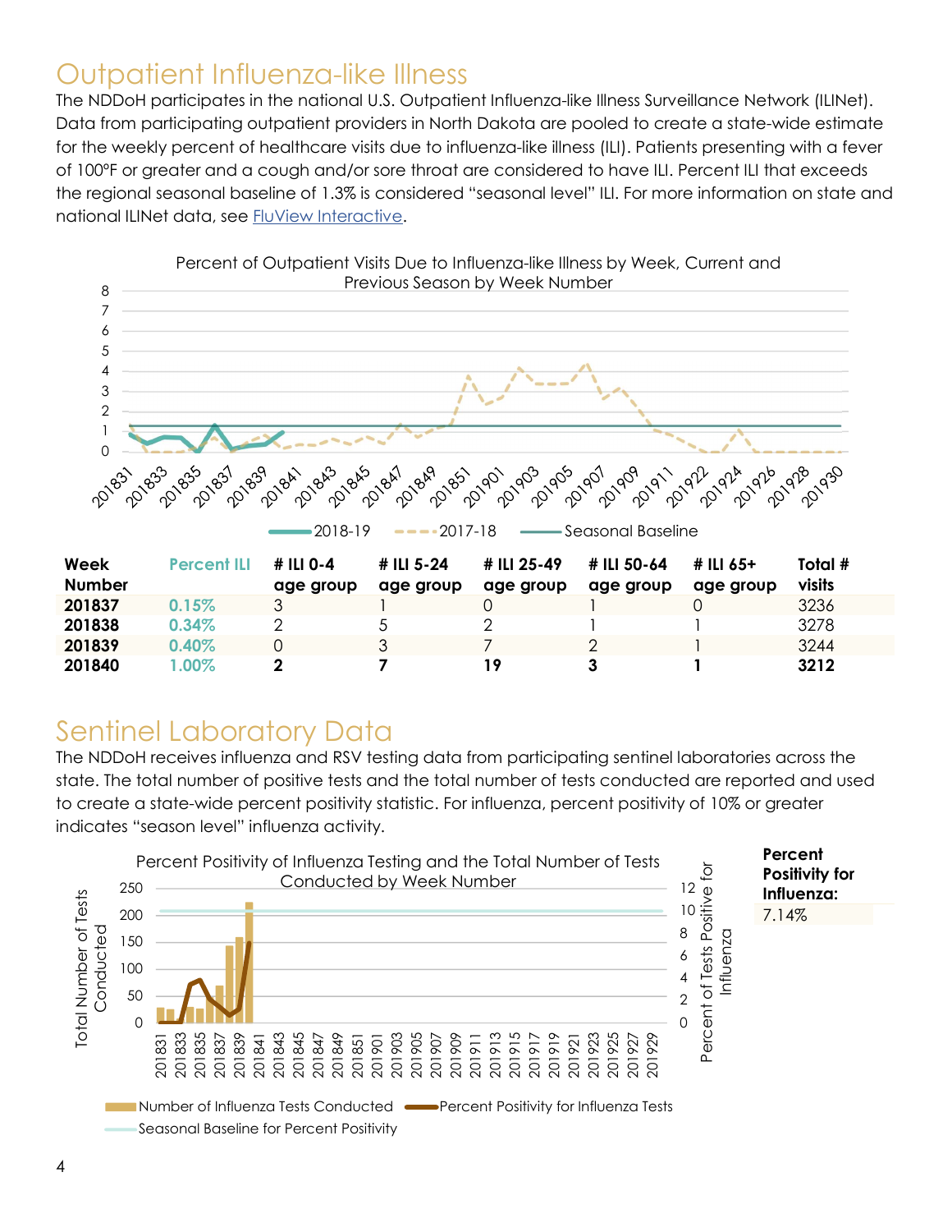# Outpatient Influenza-like Illness

The NDDoH participates in the national U.S. Outpatient Influenza-like Illness Surveillance Network (ILINet). Data from participating outpatient providers in North Dakota are pooled to create a state-wide estimate for the weekly percent of healthcare visits due to influenza-like illness (ILI). Patients presenting with a fever of 100°F or greater and a cough and/or sore throat are considered to have ILI. Percent ILI that exceeds the regional seasonal baseline of 1.3% is considered "seasonal level" ILI. For more information on state and national ILINet data, see FluView Interactive.

Percent of Outpatient Visits Due to Influenza-like Illness by Week, Current and Previous Season by Week Number

| Week Number | Percent ILI | # ILI 0-4 age group | # ILI 5-24 age group | # ILI 25-49 age group | # ILI 50-64 age group | # ILI 65+ age group | Total # visits |
|---|---|---|---|---|---|---|---|
| **201837** | 0.15% | 3 | 1 | 0 | 1 | 0 | 3236 |
| **201838** | 0.34% | 2 | 5 | 2 | 1 | 1 | 3278 |
| **201839** | 0.40% | 0 | 3 | 7 | 2 | 1 | 3244 |
| **201840** | 1.00% | **2** | **7** | **19** | **3** | **1** | **3212** |

# Sentinel Laboratory Data

The NDDoH receives influenza and RSV testing data from participating sentinel laboratories across the state. The total number of positive tests and the total number of tests conducted are reported and used to create a state-wide percent positivity statistic. For influenza, percent positivity of 10% or greater indicates "season level" influenza activity.

Percent Positivity of Influenza Testing and the Total Number of Tests Conducted by Week Number

**Percent Positivity for Influenza:** 7.14%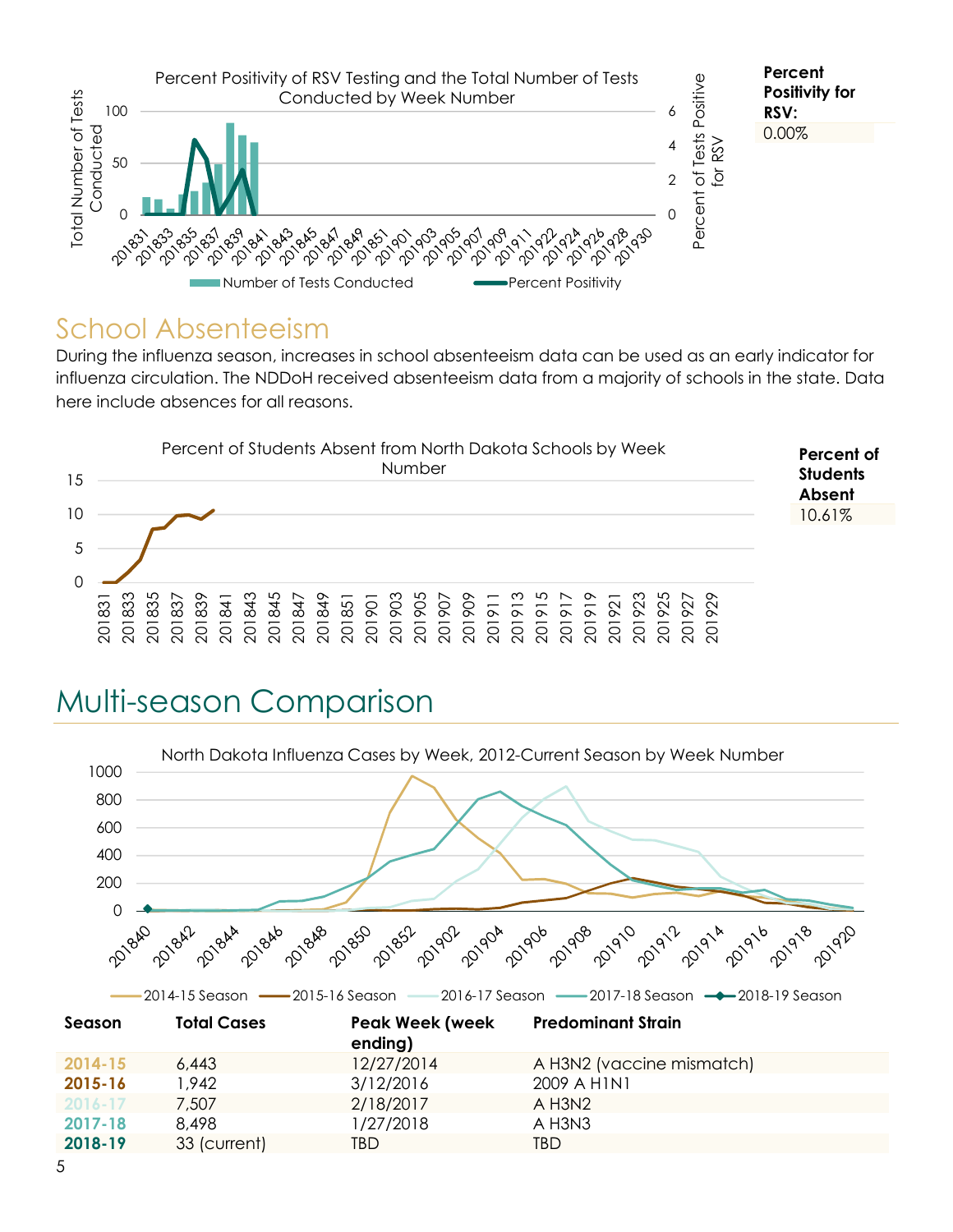Percent Positivity of RSV Testing and the Total Number of Tests Conducted by Week Number

**Percent Positivity for RSV:**

0.00%

## School Absenteeism

During the influenza season, increases in school absenteeism data can be used as an early indicator for influenza circulation. The NDDoH received absenteeism data from a majority of schools in the state. Data here include absences for all reasons.

Percent of Students Absent from North Dakota Schools by Week Number

**Percent of Students Absent**

10.61%

# Multi-season Comparison

North Dakota Influenza Cases by Week, 2012-Current Season by Week Number

| Season | Total Cases | Peak Week (week ending) | Predominant Strain |
|---|---|---|---|
| **2014-15** | 6,443 | 12/27/2014 | A H3N2 (vaccine mismatch) |
| **2015-16** | 1,942 | 3/12/2016 | 2009 A H1N1 |
| **2016-17** | 7,507 | 2/18/2017 | A H3N2 |
| **2017-18** | 8,498 | 1/27/2018 | A H3N3 |
| **2018-19** | 33 (current) | TBD | TBD |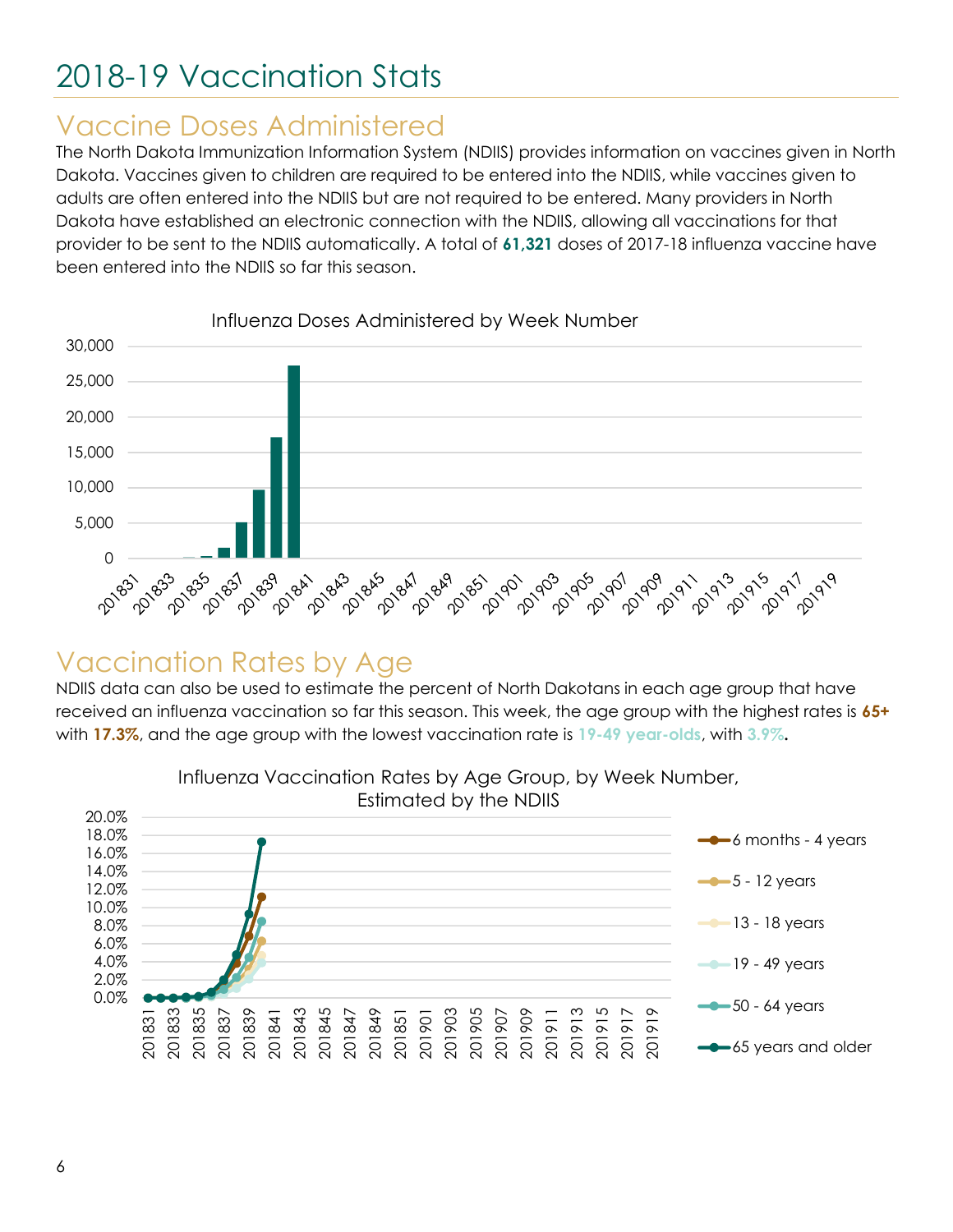# 2018-19 Vaccination Stats

## Vaccine Doses Administered

The North Dakota Immunization Information System (NDIIS) provides information on vaccines given in North Dakota. Vaccines given to children are required to be entered into the NDIIS, while vaccines given to adults are often entered into the NDIIS but are not required to be entered. Many providers in North Dakota have established an electronic connection with the NDIIS, allowing all vaccinations for that provider to be sent to the NDIIS automatically. A total of **61,321** doses of 2017-18 influenza vaccine have been entered into the NDIIS so far this season.

Influenza Doses Administered by Week Number

30,000
25,000
20,000
15,000
10,000
5,000
0

201831 201833 201835 201837 201839 201841 201843 201845 201847 201849 201851 201901 201903 201905 201907 201909 201911 201913 201915 201917 201919

## Vaccination Rates by Age

NDIIS data can also be used to estimate the percent of North Dakotans in each age group that have received an influenza vaccination so far this season. This week, the age group with the highest rates is **65+** with **17.3%**, and the age group with the lowest vaccination rate is **19-49 year-olds**, with **3.9%.**

Influenza Vaccination Rates by Age Group, by Week Number, Estimated by the NDIIS

20.0%
18.0%
16.0%
14.0%
12.0%
10.0%
8.0%
6.0%
4.0%
2.0%
0.0%

201831 201833 201835 201837 201839 201841 201843 201845 201847 201849 201851 201901 201903 201905 201907 201909 201911 201913 201915 201917 201919

6 months - 4 years
5 - 12 years
13 - 18 years
19 - 49 years
50 - 64 years
65 years and older